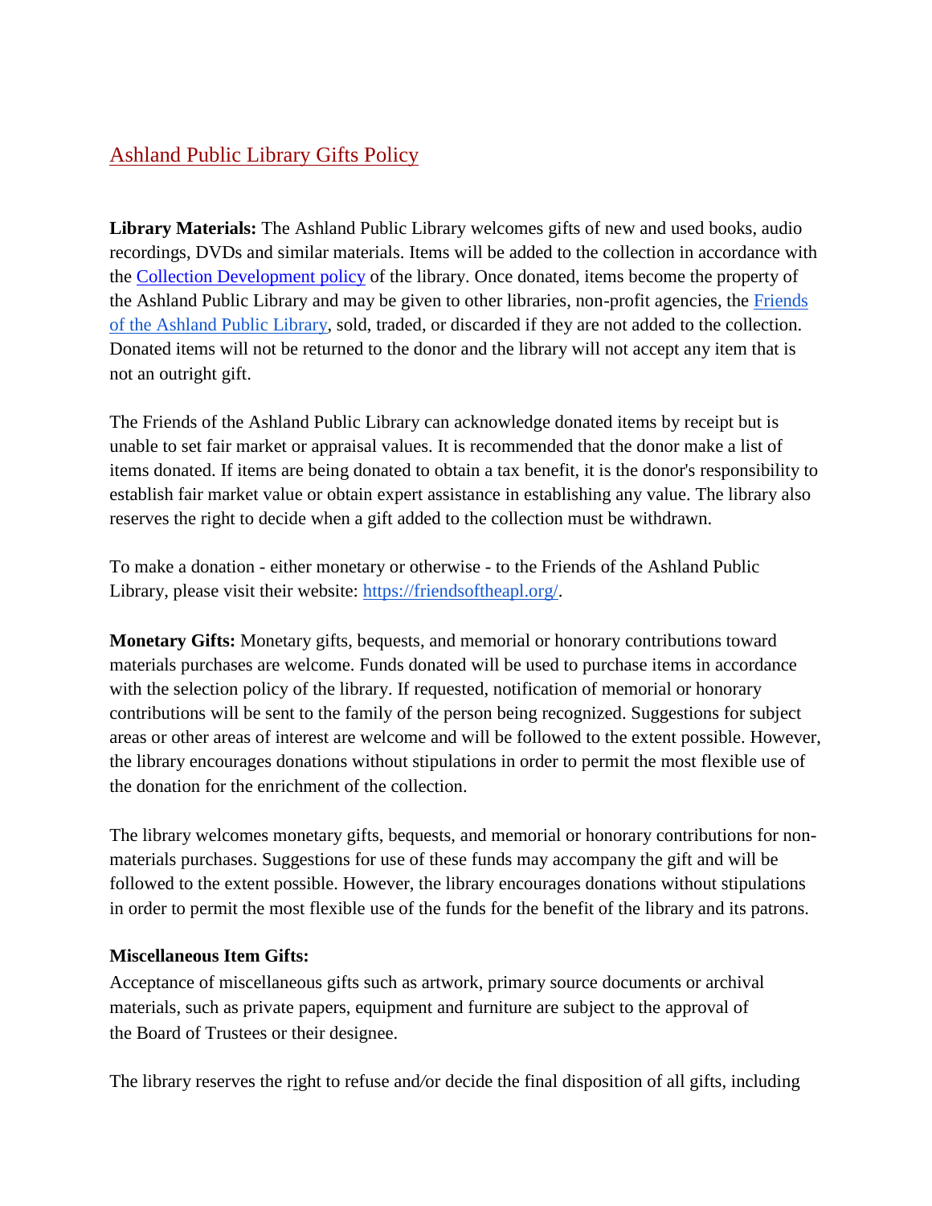# Ashland Public Library Gifts Policy

**Library Materials:** The Ashland Public Library welcomes gifts of new and used books, audio recordings, DVDs and similar materials. Items will be added to the collection in accordance with the Collection Development policy of the library. Once donated, items become the property of the Ashland Public Library and may be given to other libraries, non-profit agencies, the Friends of the Ashland Public Library, sold, traded, or discarded if they are not added to the collection. Donated items will not be returned to the donor and the library will not accept any item that is not an outright gift.

The Friends of the Ashland Public Library can acknowledge donated items by receipt but is unable to set fair market or appraisal values. It is recommended that the donor make a list of items donated. If items are being donated to obtain a tax benefit, it is the donor's responsibility to establish fair market value or obtain expert assistance in establishing any value. The library also reserves the right to decide when a gift added to the collection must be withdrawn.

To make a donation - either monetary or otherwise - to the Friends of the Ashland Public Library, please visit their website: https://friendsoftheapl.org/.

**Monetary Gifts:** Monetary gifts, bequests, and memorial or honorary contributions toward materials purchases are welcome. Funds donated will be used to purchase items in accordance with the selection policy of the library. If requested, notification of memorial or honorary contributions will be sent to the family of the person being recognized. Suggestions for subject areas or other areas of interest are welcome and will be followed to the extent possible. However, the library encourages donations without stipulations in order to permit the most flexible use of the donation for the enrichment of the collection.

The library welcomes monetary gifts, bequests, and memorial or honorary contributions for non-materials purchases. Suggestions for use of these funds may accompany the gift and will be followed to the extent possible. However, the library encourages donations without stipulations in order to permit the most flexible use of the funds for the benefit of the library and its patrons.

**Miscellaneous Item Gifts:**

Acceptance of miscellaneous gifts such as artwork, primary source documents or archival materials, such as private papers, equipment and furniture are subject to the approval of the Board of Trustees or their designee.

The library reserves the right to refuse and/or decide the final disposition of all gifts, including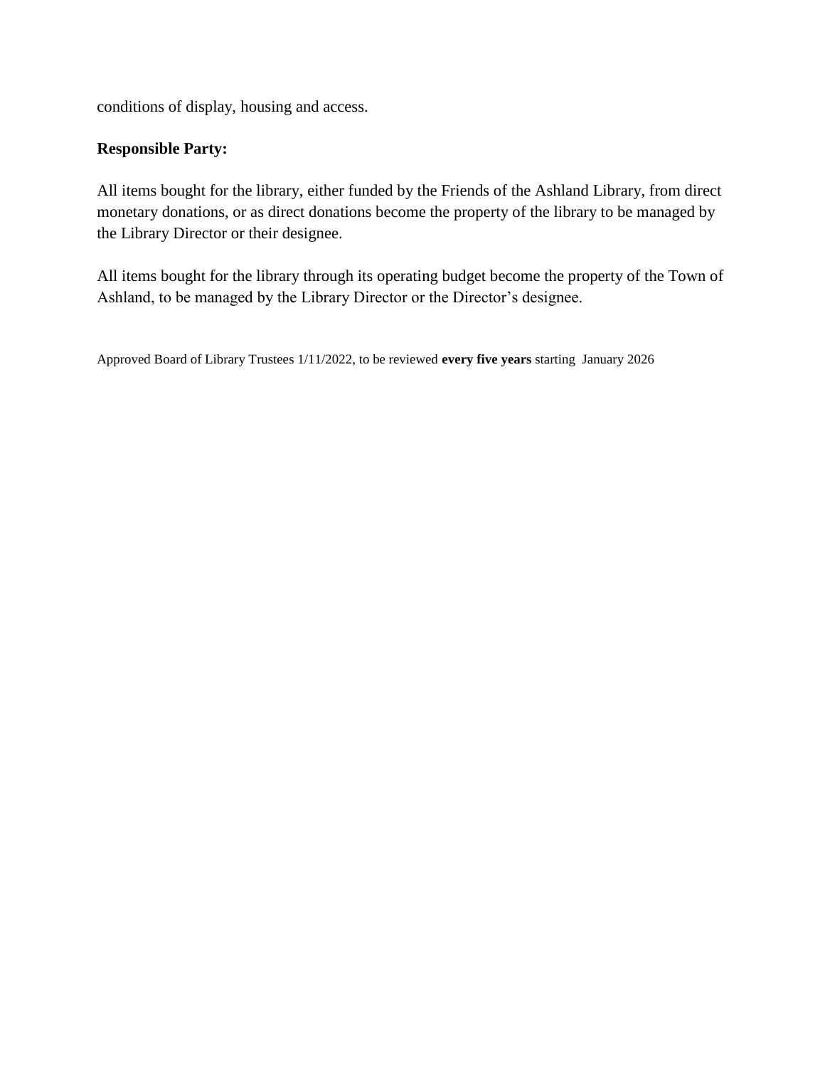conditions of display, housing and access.

**Responsible Party:**

All items bought for the library, either funded by the Friends of the Ashland Library, from direct monetary donations, or as direct donations become the property of the library to be managed by the Library Director or their designee.

All items bought for the library through its operating budget become the property of the Town of Ashland, to be managed by the Library Director or the Director's designee.

Approved Board of Library Trustees 1/11/2022, to be reviewed **every five years** starting January 2026